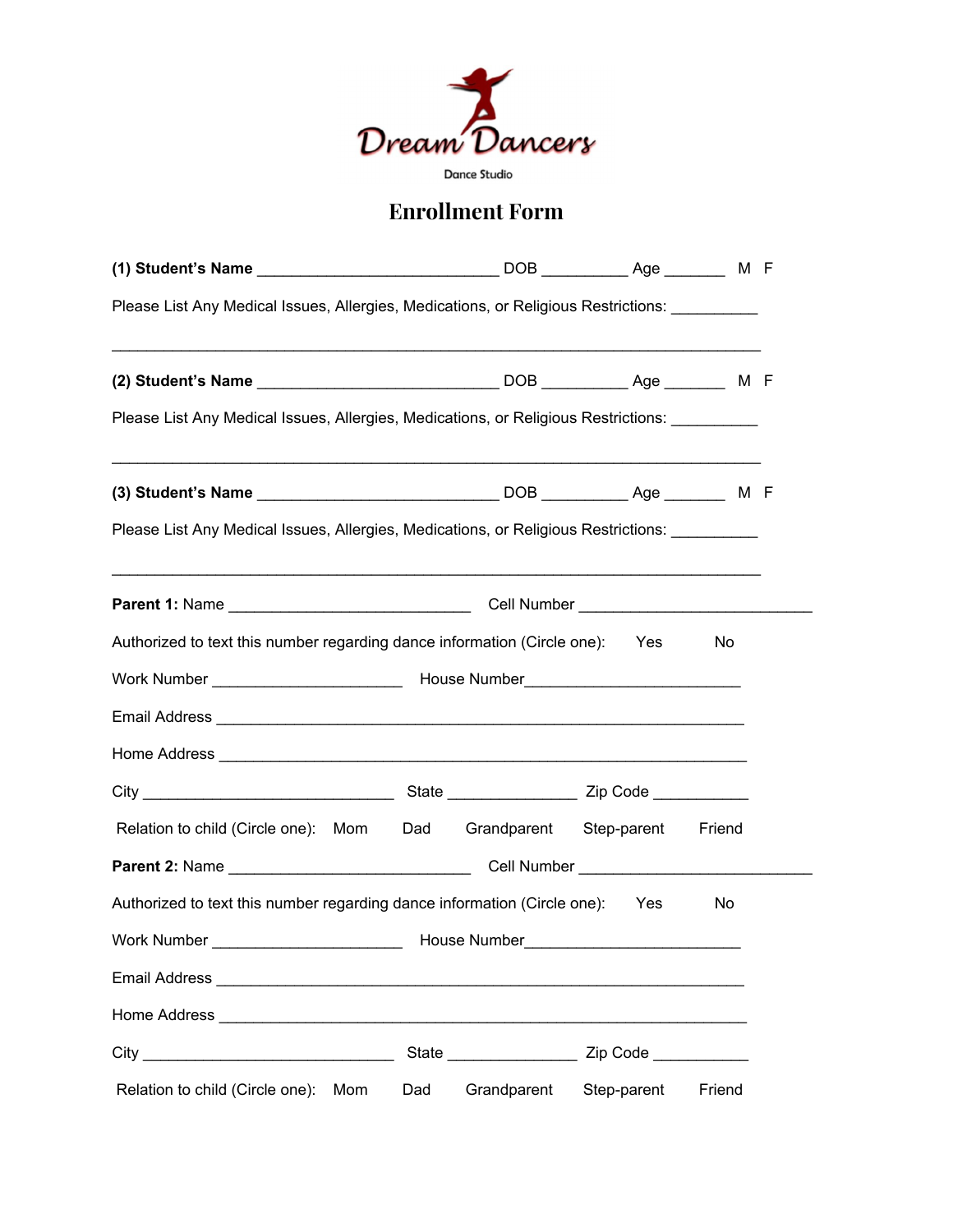Dream Dancers

Dance Studio

# Enrollment Form

**(1) Student's Name** ___________________________ DOB __________ Age _______ M F

Please List Any Medical Issues, Allergies, Medications, or Religious Restrictions: __________

_________________________________________________________________________

**(2) Student's Name** ___________________________ DOB __________ Age _______ M F

Please List Any Medical Issues, Allergies, Medications, or Religious Restrictions: __________

_________________________________________________________________________

**(3) Student's Name** ___________________________ DOB __________ Age _______ M F

Please List Any Medical Issues, Allergies, Medications, or Religious Restrictions: __________

_________________________________________________________________________

**Parent 1:** Name ___________________________ Cell Number ___________________________

Authorized to text this number regarding dance information (Circle one): Yes No

Work Number _____________________ House Number________________________

Email Address ___________________________________________________________

Home Address ___________________________________________________________

City ____________________________ State _______________ Zip Code ___________

Relation to child (Circle one): Mom Dad Grandparent Step-parent Friend

**Parent 2:** Name ___________________________ Cell Number ___________________________

Authorized to text this number regarding dance information (Circle one): Yes No

Work Number _____________________ House Number________________________

Email Address ___________________________________________________________

Home Address ___________________________________________________________

City ____________________________ State _______________ Zip Code ___________

Relation to child (Circle one): Mom Dad Grandparent Step-parent Friend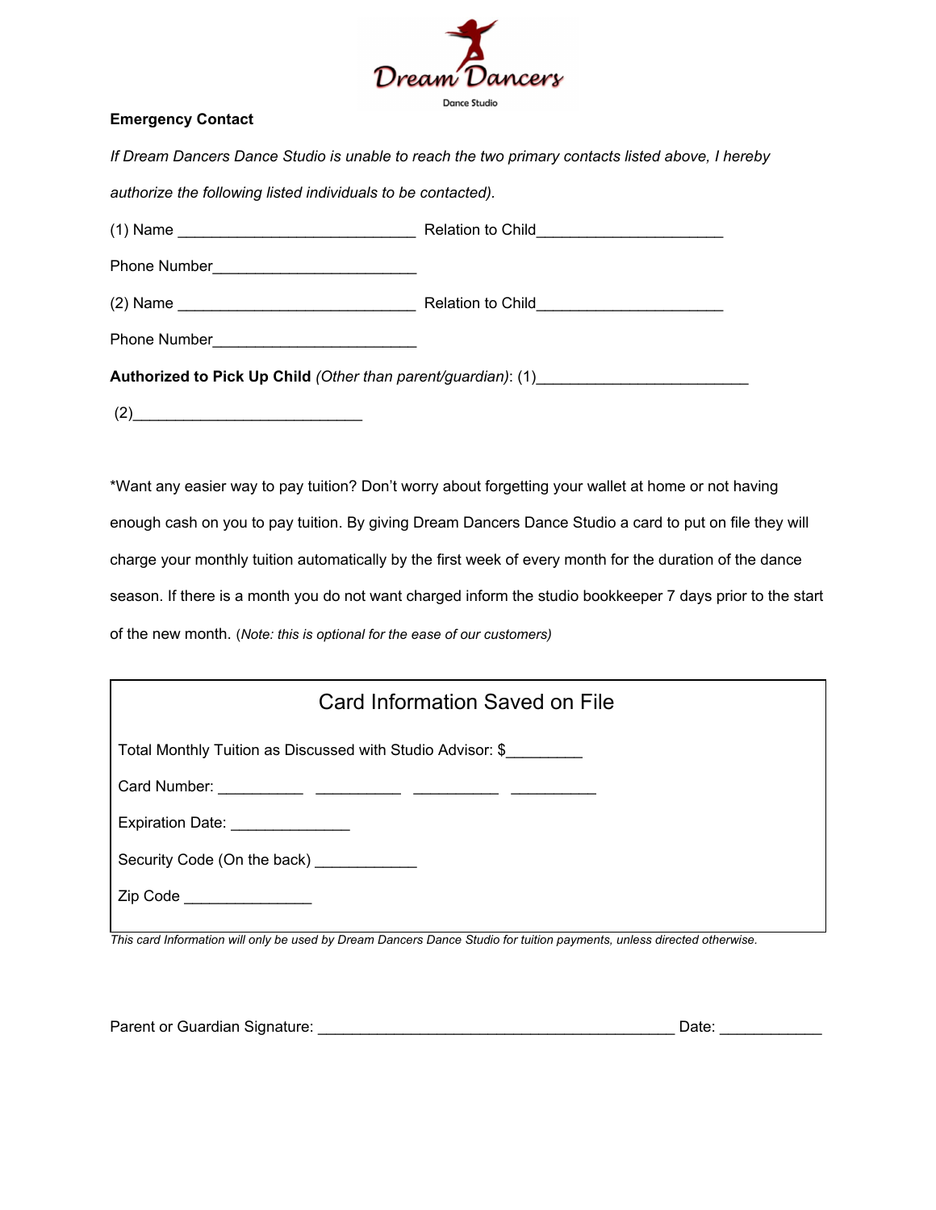Dream Dancers

Dance Studio

**Emergency Contact**

*If Dream Dancers Dance Studio is unable to reach the two primary contacts listed above, I hereby authorize the following listed individuals to be contacted).*

(1) Name ____________________________ Relation to Child______________________

Phone Number________________________

(2) Name ____________________________ Relation to Child______________________

Phone Number________________________

**Authorized to Pick Up Child** *(Other than parent/guardian)*: (1)________________________

(2)___________________________

*Want any easier way to pay tuition? Don't worry about forgetting your wallet at home or not having enough cash on you to pay tuition. By giving Dream Dancers Dance Studio a card to put on file they will charge your monthly tuition automatically by the first week of every month for the duration of the dance season. If there is a month you do not want charged inform the studio bookkeeper 7 days prior to the start of the new month. (*Note: this is optional for the ease of our customers)*

## Card Information Saved on File

Total Monthly Tuition as Discussed with Studio Advisor: $_________

Card Number: __________ __________ __________ __________

Expiration Date: ______________

Security Code (On the back) ____________

Zip Code _______________

*This card Information will only be used by Dream Dancers Dance Studio for tuition payments, unless directed otherwise.*

Parent or Guardian Signature: ___________________________________________ Date: ____________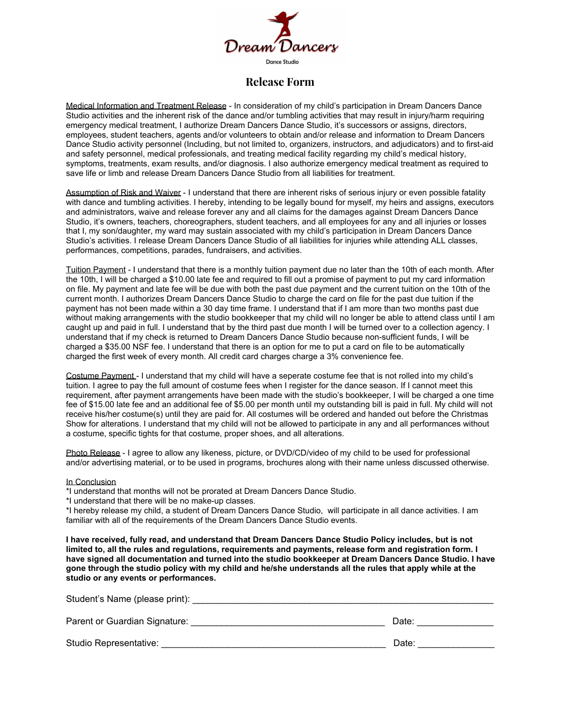Dream Dancers

Dance Studio

# Release Form

Medical Information and Treatment Release - In consideration of my child's participation in Dream Dancers Dance Studio activities and the inherent risk of the dance and/or tumbling activities that may result in injury/harm requiring emergency medical treatment, I authorize Dream Dancers Dance Studio, it's successors or assigns, directors, employees, student teachers, agents and/or volunteers to obtain and/or release and information to Dream Dancers Dance Studio activity personnel (Including, but not limited to, organizers, instructors, and adjudicators) and to first-aid and safety personnel, medical professionals, and treating medical facility regarding my child's medical history, symptoms, treatments, exam results, and/or diagnosis. I also authorize emergency medical treatment as required to save life or limb and release Dream Dancers Dance Studio from all liabilities for treatment.

Assumption of Risk and Waiver - I understand that there are inherent risks of serious injury or even possible fatality with dance and tumbling activities. I hereby, intending to be legally bound for myself, my heirs and assigns, executors and administrators, waive and release forever any and all claims for the damages against Dream Dancers Dance Studio, it's owners, teachers, choreographers, student teachers, and all employees for any and all injuries or losses that I, my son/daughter, my ward may sustain associated with my child's participation in Dream Dancers Dance Studio's activities. I release Dream Dancers Dance Studio of all liabilities for injuries while attending ALL classes, performances, competitions, parades, fundraisers, and activities.

Tuition Payment - I understand that there is a monthly tuition payment due no later than the 10th of each month. After the 10th, I will be charged a $10.00 late fee and required to fill out a promise of payment to put my card information on file. My payment and late fee will be due with both the past due payment and the current tuition on the 10th of the current month. I authorizes Dream Dancers Dance Studio to charge the card on file for the past due tuition if the payment has not been made within a 30 day time frame. I understand that if I am more than two months past due without making arrangements with the studio bookkeeper that my child will no longer be able to attend class until I am caught up and paid in full. I understand that by the third past due month I will be turned over to a collection agency. I understand that if my check is returned to Dream Dancers Dance Studio because non-sufficient funds, I will be charged a $35.00 NSF fee. I understand that there is an option for me to put a card on file to be automatically charged the first week of every month. All credit card charges charge a 3% convenience fee.

Costume Payment - I understand that my child will have a seperate costume fee that is not rolled into my child's tuition. I agree to pay the full amount of costume fees when I register for the dance season. If I cannot meet this requirement, after payment arrangements have been made with the studio's bookkeeper, I will be charged a one time fee of $15.00 late fee and an additional fee of $5.00 per month until my outstanding bill is paid in full. My child will not receive his/her costume(s) until they are paid for. All costumes will be ordered and handed out before the Christmas Show for alterations. I understand that my child will not be allowed to participate in any and all performances without a costume, specific tights for that costume, proper shoes, and all alterations.

Photo Release - I agree to allow any likeness, picture, or DVD/CD/video of my child to be used for professional and/or advertising material, or to be used in programs, brochures along with their name unless discussed otherwise.

In Conclusion

*I understand that months will not be prorated at Dream Dancers Dance Studio.

*I understand that there will be no make-up classes.

*I hereby release my child, a student of Dream Dancers Dance Studio, will participate in all dance activities. I am familiar with all of the requirements of the Dream Dancers Dance Studio events.

**I have received, fully read, and understand that Dream Dancers Dance Studio Policy includes, but is not limited to, all the rules and regulations, requirements and payments, release form and registration form. I have signed all documentation and turned into the studio bookkeeper at Dream Dancers Dance Studio. I have gone through the studio policy with my child and he/she understands all the rules that apply while at the studio or any events or performances.**

Student's Name (please print): ____________________________________________

Parent or Guardian Signature: ______________________________ Date: ____________

Studio Representative: __________________________________ Date: ____________